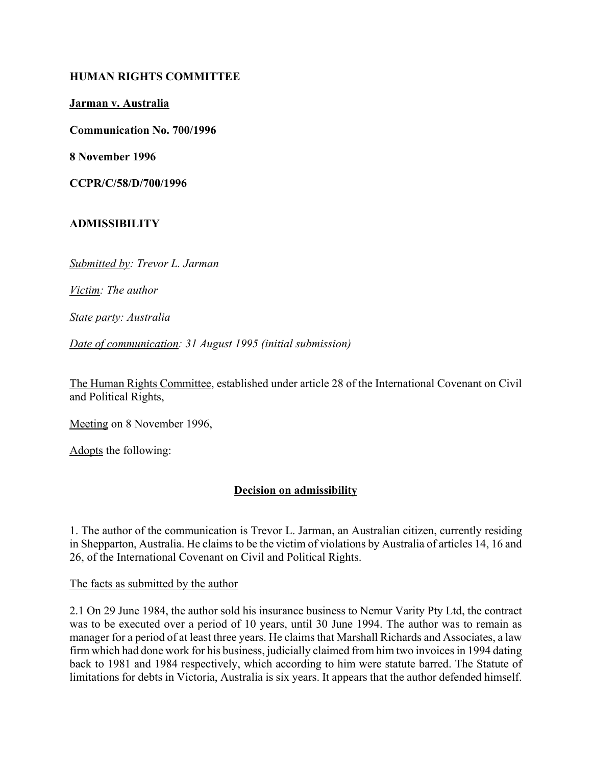**HUMAN RIGHTS COMMITTEE**

**Jarman v. Australia**

**Communication No. 700/1996**

**8 November 1996**

**CCPR/C/58/D/700/1996**

**ADMISSIBILITY**

*Submitted by: Trevor L. Jarman*

*Victim: The author*

*State party: Australia*

*Date of communication: 31 August 1995 (initial submission)*

The Human Rights Committee, established under article 28 of the International Covenant on Civil and Political Rights,

Meeting on 8 November 1996,

Adopts the following:

## Decision on admissibility

1. The author of the communication is Trevor L. Jarman, an Australian citizen, currently residing in Shepparton, Australia. He claims to be the victim of violations by Australia of articles 14, 16 and 26, of the International Covenant on Civil and Political Rights.

The facts as submitted by the author

2.1 On 29 June 1984, the author sold his insurance business to Nemur Varity Pty Ltd, the contract was to be executed over a period of 10 years, until 30 June 1994. The author was to remain as manager for a period of at least three years. He claims that Marshall Richards and Associates, a law firm which had done work for his business, judicially claimed from him two invoices in 1994 dating back to 1981 and 1984 respectively, which according to him were statute barred. The Statute of limitations for debts in Victoria, Australia is six years. It appears that the author defended himself.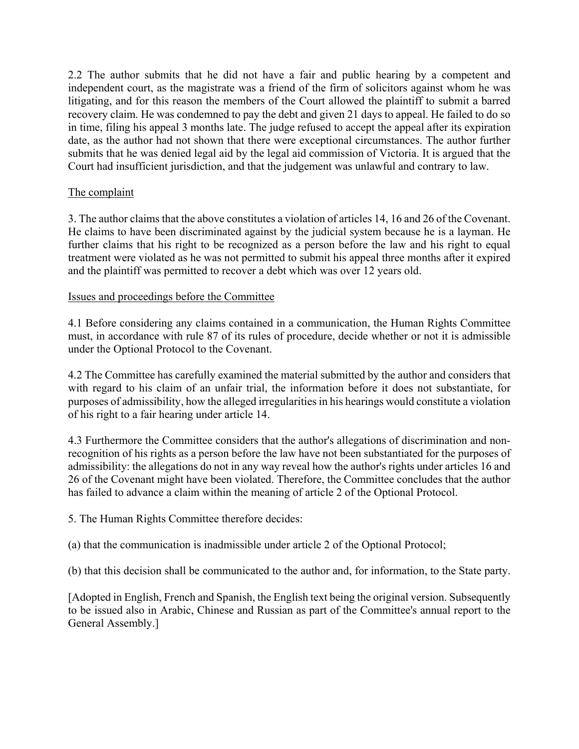2.2 The author submits that he did not have a fair and public hearing by a competent and independent court, as the magistrate was a friend of the firm of solicitors against whom he was litigating, and for this reason the members of the Court allowed the plaintiff to submit a barred recovery claim. He was condemned to pay the debt and given 21 days to appeal. He failed to do so in time, filing his appeal 3 months late. The judge refused to accept the appeal after its expiration date, as the author had not shown that there were exceptional circumstances. The author further submits that he was denied legal aid by the legal aid commission of Victoria. It is argued that the Court had insufficient jurisdiction, and that the judgement was unlawful and contrary to law.

## The complaint

3. The author claims that the above constitutes a violation of articles 14, 16 and 26 of the Covenant. He claims to have been discriminated against by the judicial system because he is a layman. He further claims that his right to be recognized as a person before the law and his right to equal treatment were violated as he was not permitted to submit his appeal three months after it expired and the plaintiff was permitted to recover a debt which was over 12 years old.

## Issues and proceedings before the Committee

4.1 Before considering any claims contained in a communication, the Human Rights Committee must, in accordance with rule 87 of its rules of procedure, decide whether or not it is admissible under the Optional Protocol to the Covenant.

4.2 The Committee has carefully examined the material submitted by the author and considers that with regard to his claim of an unfair trial, the information before it does not substantiate, for purposes of admissibility, how the alleged irregularities in his hearings would constitute a violation of his right to a fair hearing under article 14.

4.3 Furthermore the Committee considers that the author's allegations of discrimination and non-recognition of his rights as a person before the law have not been substantiated for the purposes of admissibility: the allegations do not in any way reveal how the author's rights under articles 16 and 26 of the Covenant might have been violated. Therefore, the Committee concludes that the author has failed to advance a claim within the meaning of article 2 of the Optional Protocol.

5. The Human Rights Committee therefore decides:

(a) that the communication is inadmissible under article 2 of the Optional Protocol;

(b) that this decision shall be communicated to the author and, for information, to the State party.

[Adopted in English, French and Spanish, the English text being the original version. Subsequently to be issued also in Arabic, Chinese and Russian as part of the Committee's annual report to the General Assembly.]